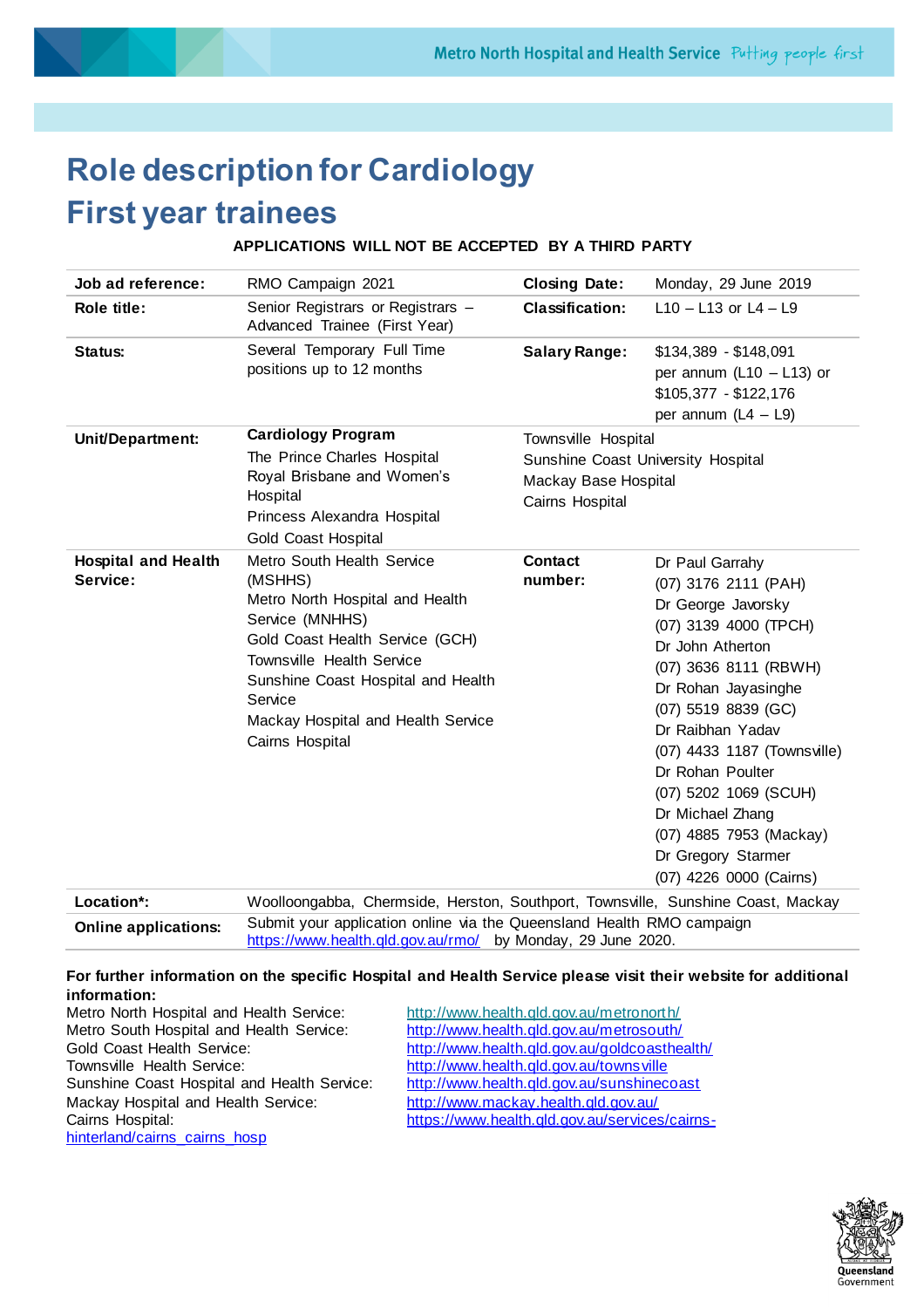# Role description for Cardiology First year trainees

**APPLICATIONS WILL NOT BE ACCEPTED BY A THIRD PARTY**

| | | | |
|---|---|---|---|
| **Job ad reference:** | RMO Campaign 2021 | **Closing Date:** | Monday, 29 June 2019 |
| **Role title:** | Senior Registrars or Registrars – Advanced Trainee (First Year) | **Classification:** | L10 – L13 or L4 – L9 |
| **Status:** | Several Temporary Full Time positions up to 12 months | **Salary Range:** | $134,389 - $148,091 per annum (L10 – L13) or $105,377 - $122,176 per annum (L4 – L9) |
| **Unit/Department:** | **Cardiology Program**<br>The Prince Charles Hospital<br>Royal Brisbane and Women's Hospital<br>Princess Alexandra Hospital<br>Gold Coast Hospital | Townsville Hospital<br>Sunshine Coast University Hospital<br>Mackay Base Hospital<br>Cairns Hospital | |
| **Hospital and Health Service:** | Metro South Health Service (MSHHS)<br>Metro North Hospital and Health Service (MNHHS)<br>Gold Coast Health Service (GCH)<br>Townsville Health Service<br>Sunshine Coast Hospital and Health Service<br>Mackay Hospital and Health Service<br>Cairns Hospital | **Contact number:** | Dr Paul Garrahy<br>(07) 3176 2111 (PAH)<br>Dr George Javorsky<br>(07) 3139 4000 (TPCH)<br>Dr John Atherton<br>(07) 3636 8111 (RBWH)<br>Dr Rohan Jayasinghe<br>(07) 5519 8839 (GC)<br>Dr Raibhan Yadav<br>(07) 4433 1187 (Townsville)<br>Dr Rohan Poulter<br>(07) 5202 1069 (SCUH)<br>Dr Michael Zhang<br>(07) 4885 7953 (Mackay)<br>Dr Gregory Starmer<br>(07) 4226 0000 (Cairns) |
| **Location*:** | Woolloongabba, Chermside, Herston, Southport, Townsville, Sunshine Coast, Mackay | | |
| **Online applications:** | Submit your application online via the Queensland Health RMO campaign https://www.health.qld.gov.au/rmo/ by Monday, 29 June 2020. | | |

**For further information on the specific Hospital and Health Service please visit their website for additional information:**

Metro North Hospital and Health Service: http://www.health.qld.gov.au/metronorth/
Metro South Hospital and Health Service: http://www.health.qld.gov.au/metrosouth/
Gold Coast Health Service: http://www.health.qld.gov.au/goldcoasthealth/
Townsville Health Service: http://www.health.qld.gov.au/townsville
Sunshine Coast Hospital and Health Service: http://www.health.qld.gov.au/sunshinecoast
Mackay Hospital and Health Service: http://www.mackay.health.qld.gov.au/
Cairns Hospital: https://www.health.qld.gov.au/services/cairns-hinterland/cairns_cairns_hosp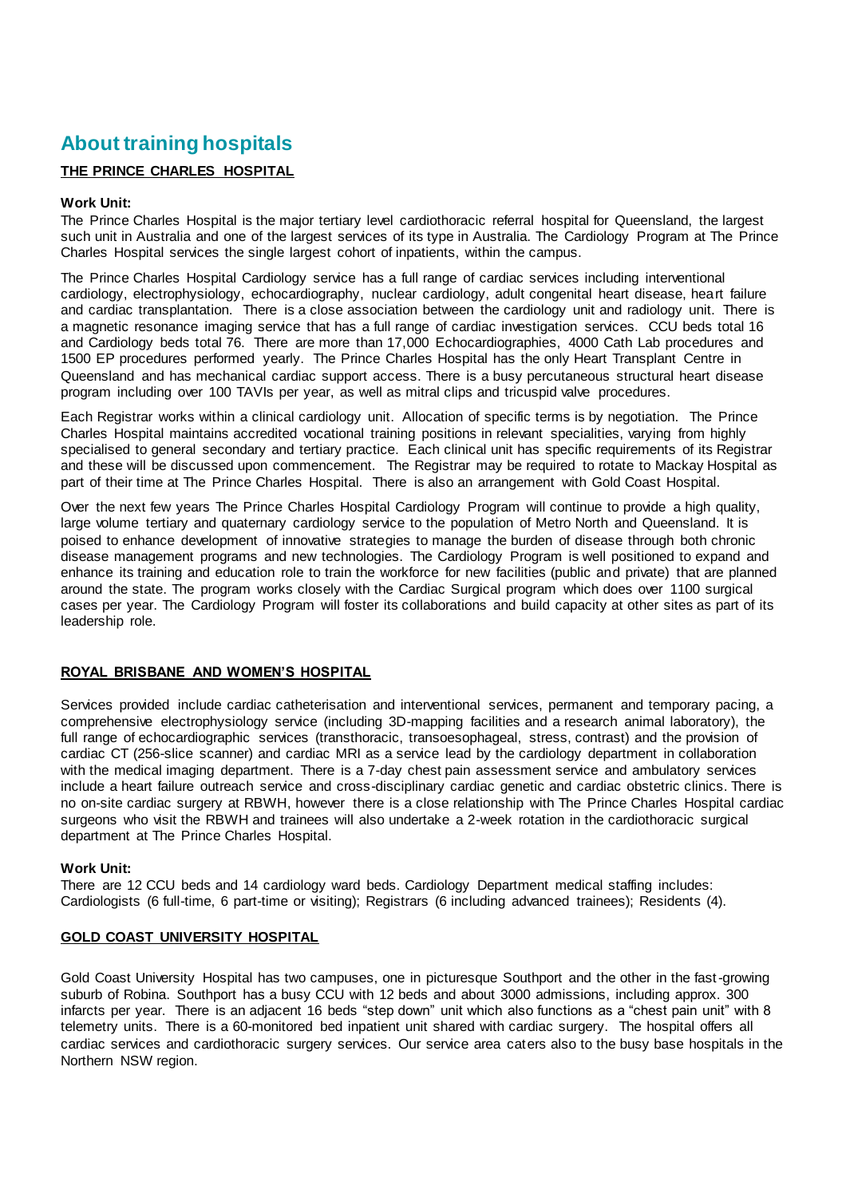# About training hospitals

## THE PRINCE CHARLES HOSPITAL

**Work Unit:**

The Prince Charles Hospital is the major tertiary level cardiothoracic referral hospital for Queensland, the largest such unit in Australia and one of the largest services of its type in Australia. The Cardiology Program at The Prince Charles Hospital services the single largest cohort of inpatients, within the campus.

The Prince Charles Hospital Cardiology service has a full range of cardiac services including interventional cardiology, electrophysiology, echocardiography, nuclear cardiology, adult congenital heart disease, heart failure and cardiac transplantation. There is a close association between the cardiology unit and radiology unit. There is a magnetic resonance imaging service that has a full range of cardiac investigation services. CCU beds total 16 and Cardiology beds total 76. There are more than 17,000 Echocardiographies, 4000 Cath Lab procedures and 1500 EP procedures performed yearly. The Prince Charles Hospital has the only Heart Transplant Centre in Queensland and has mechanical cardiac support access. There is a busy percutaneous structural heart disease program including over 100 TAVIs per year, as well as mitral clips and tricuspid valve procedures.

Each Registrar works within a clinical cardiology unit. Allocation of specific terms is by negotiation. The Prince Charles Hospital maintains accredited vocational training positions in relevant specialities, varying from highly specialised to general secondary and tertiary practice. Each clinical unit has specific requirements of its Registrar and these will be discussed upon commencement. The Registrar may be required to rotate to Mackay Hospital as part of their time at The Prince Charles Hospital. There is also an arrangement with Gold Coast Hospital.

Over the next few years The Prince Charles Hospital Cardiology Program will continue to provide a high quality, large volume tertiary and quaternary cardiology service to the population of Metro North and Queensland. It is poised to enhance development of innovative strategies to manage the burden of disease through both chronic disease management programs and new technologies. The Cardiology Program is well positioned to expand and enhance its training and education role to train the workforce for new facilities (public and private) that are planned around the state. The program works closely with the Cardiac Surgical program which does over 1100 surgical cases per year. The Cardiology Program will foster its collaborations and build capacity at other sites as part of its leadership role.

## ROYAL BRISBANE AND WOMEN'S HOSPITAL

Services provided include cardiac catheterisation and interventional services, permanent and temporary pacing, a comprehensive electrophysiology service (including 3D-mapping facilities and a research animal laboratory), the full range of echocardiographic services (transthoracic, transoesophageal, stress, contrast) and the provision of cardiac CT (256-slice scanner) and cardiac MRI as a service lead by the cardiology department in collaboration with the medical imaging department. There is a 7-day chest pain assessment service and ambulatory services include a heart failure outreach service and cross-disciplinary cardiac genetic and cardiac obstetric clinics. There is no on-site cardiac surgery at RBWH, however there is a close relationship with The Prince Charles Hospital cardiac surgeons who visit the RBWH and trainees will also undertake a 2-week rotation in the cardiothoracic surgical department at The Prince Charles Hospital.

**Work Unit:**

There are 12 CCU beds and 14 cardiology ward beds. Cardiology Department medical staffing includes: Cardiologists (6 full-time, 6 part-time or visiting); Registrars (6 including advanced trainees); Residents (4).

## GOLD COAST UNIVERSITY HOSPITAL

Gold Coast University Hospital has two campuses, one in picturesque Southport and the other in the fast-growing suburb of Robina. Southport has a busy CCU with 12 beds and about 3000 admissions, including approx. 300 infarcts per year. There is an adjacent 16 beds "step down" unit which also functions as a "chest pain unit" with 8 telemetry units. There is a 60-monitored bed inpatient unit shared with cardiac surgery. The hospital offers all cardiac services and cardiothoracic surgery services. Our service area caters also to the busy base hospitals in the Northern NSW region.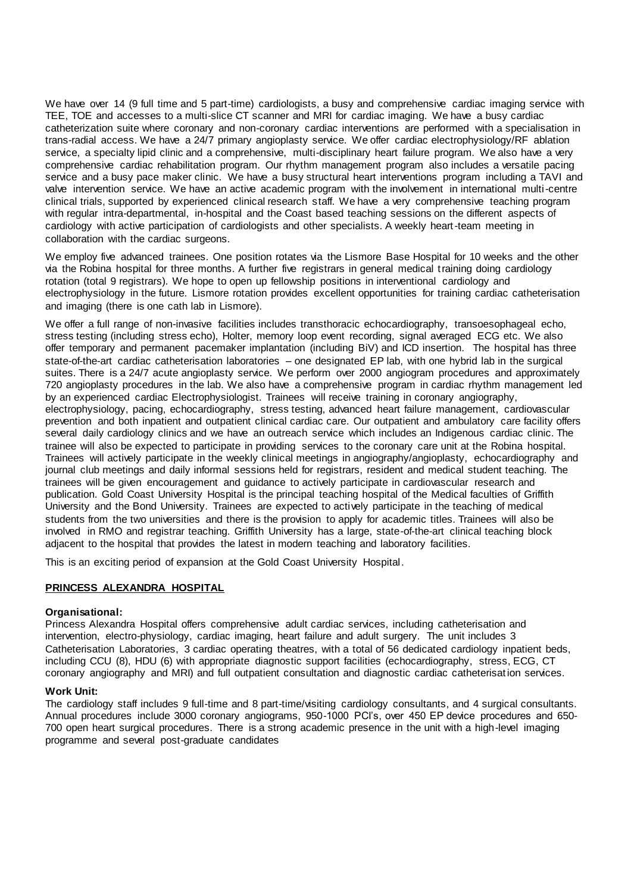We have over 14 (9 full time and 5 part-time) cardiologists, a busy and comprehensive cardiac imaging service with TEE, TOE and accesses to a multi-slice CT scanner and MRI for cardiac imaging. We have a busy cardiac catheterization suite where coronary and non-coronary cardiac interventions are performed with a specialisation in trans-radial access. We have a 24/7 primary angioplasty service. We offer cardiac electrophysiology/RF ablation service, a specialty lipid clinic and a comprehensive, multi-disciplinary heart failure program. We also have a very comprehensive cardiac rehabilitation program. Our rhythm management program also includes a versatile pacing service and a busy pace maker clinic. We have a busy structural heart interventions program including a TAVI and valve intervention service. We have an active academic program with the involvement in international multi-centre clinical trials, supported by experienced clinical research staff. We have a very comprehensive teaching program with regular intra-departmental, in-hospital and the Coast based teaching sessions on the different aspects of cardiology with active participation of cardiologists and other specialists. A weekly heart-team meeting in collaboration with the cardiac surgeons.

We employ five advanced trainees. One position rotates via the Lismore Base Hospital for 10 weeks and the other via the Robina hospital for three months. A further five registrars in general medical training doing cardiology rotation (total 9 registrars). We hope to open up fellowship positions in interventional cardiology and electrophysiology in the future. Lismore rotation provides excellent opportunities for training cardiac catheterisation and imaging (there is one cath lab in Lismore).

We offer a full range of non-invasive facilities includes transthoracic echocardiography, transoesophageal echo, stress testing (including stress echo), Holter, memory loop event recording, signal averaged ECG etc. We also offer temporary and permanent pacemaker implantation (including BiV) and ICD insertion. The hospital has three state-of-the-art cardiac catheterisation laboratories – one designated EP lab, with one hybrid lab in the surgical suites. There is a 24/7 acute angioplasty service. We perform over 2000 angiogram procedures and approximately 720 angioplasty procedures in the lab. We also have a comprehensive program in cardiac rhythm management led by an experienced cardiac Electrophysiologist. Trainees will receive training in coronary angiography, electrophysiology, pacing, echocardiography, stress testing, advanced heart failure management, cardiovascular prevention and both inpatient and outpatient clinical cardiac care. Our outpatient and ambulatory care facility offers several daily cardiology clinics and we have an outreach service which includes an Indigenous cardiac clinic. The trainee will also be expected to participate in providing services to the coronary care unit at the Robina hospital. Trainees will actively participate in the weekly clinical meetings in angiography/angioplasty, echocardiography and journal club meetings and daily informal sessions held for registrars, resident and medical student teaching. The trainees will be given encouragement and guidance to actively participate in cardiovascular research and publication. Gold Coast University Hospital is the principal teaching hospital of the Medical faculties of Griffith University and the Bond University. Trainees are expected to actively participate in the teaching of medical students from the two universities and there is the provision to apply for academic titles. Trainees will also be involved in RMO and registrar teaching. Griffith University has a large, state-of-the-art clinical teaching block adjacent to the hospital that provides the latest in modern teaching and laboratory facilities.

This is an exciting period of expansion at the Gold Coast University Hospital.

## PRINCESS ALEXANDRA HOSPITAL

**Organisational:**
Princess Alexandra Hospital offers comprehensive adult cardiac services, including catheterisation and intervention, electro-physiology, cardiac imaging, heart failure and adult surgery. The unit includes 3 Catheterisation Laboratories, 3 cardiac operating theatres, with a total of 56 dedicated cardiology inpatient beds, including CCU (8), HDU (6) with appropriate diagnostic support facilities (echocardiography, stress, ECG, CT coronary angiography and MRI) and full outpatient consultation and diagnostic cardiac catheterisation services.

**Work Unit:**
The cardiology staff includes 9 full-time and 8 part-time/visiting cardiology consultants, and 4 surgical consultants. Annual procedures include 3000 coronary angiograms, 950-1000 PCI's, over 450 EP device procedures and 650-700 open heart surgical procedures. There is a strong academic presence in the unit with a high-level imaging programme and several post-graduate candidates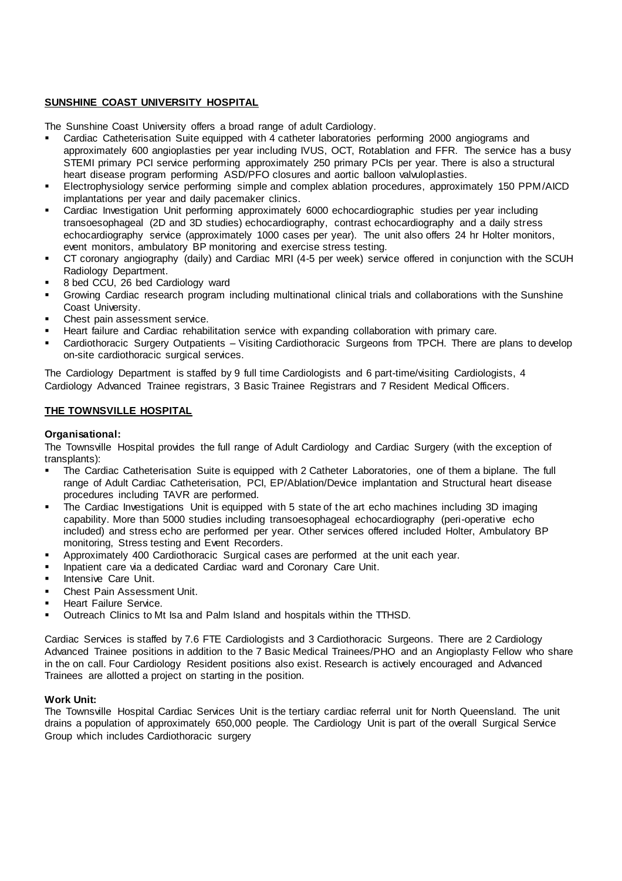**SUNSHINE COAST UNIVERSITY HOSPITAL**

The Sunshine Coast University offers a broad range of adult Cardiology.

- Cardiac Catheterisation Suite equipped with 4 catheter laboratories performing 2000 angiograms and approximately 600 angioplasties per year including IVUS, OCT, Rotablation and FFR. The service has a busy STEMI primary PCI service performing approximately 250 primary PCIs per year. There is also a structural heart disease program performing ASD/PFO closures and aortic balloon valvuloplasties.
- Electrophysiology service performing simple and complex ablation procedures, approximately 150 PPM/AICD implantations per year and daily pacemaker clinics.
- Cardiac Investigation Unit performing approximately 6000 echocardiographic studies per year including transoesophageal (2D and 3D studies) echocardiography, contrast echocardiography and a daily stress echocardiography service (approximately 1000 cases per year). The unit also offers 24 hr Holter monitors, event monitors, ambulatory BP monitoring and exercise stress testing.
- CT coronary angiography (daily) and Cardiac MRI (4-5 per week) service offered in conjunction with the SCUH Radiology Department.
- 8 bed CCU, 26 bed Cardiology ward
- Growing Cardiac research program including multinational clinical trials and collaborations with the Sunshine Coast University.
- Chest pain assessment service.
- Heart failure and Cardiac rehabilitation service with expanding collaboration with primary care.
- Cardiothoracic Surgery Outpatients – Visiting Cardiothoracic Surgeons from TPCH. There are plans to develop on-site cardiothoracic surgical services.

The Cardiology Department is staffed by 9 full time Cardiologists and 6 part-time/visiting Cardiologists, 4 Cardiology Advanced Trainee registrars, 3 Basic Trainee Registrars and 7 Resident Medical Officers.

**THE TOWNSVILLE HOSPITAL**

**Organisational:**

The Townsville Hospital provides the full range of Adult Cardiology and Cardiac Surgery (with the exception of transplants):

- The Cardiac Catheterisation Suite is equipped with 2 Catheter Laboratories, one of them a biplane. The full range of Adult Cardiac Catheterisation, PCI, EP/Ablation/Device implantation and Structural heart disease procedures including TAVR are performed.
- The Cardiac Investigations Unit is equipped with 5 state of the art echo machines including 3D imaging capability. More than 5000 studies including transoesophageal echocardiography (peri-operative echo included) and stress echo are performed per year. Other services offered included Holter, Ambulatory BP monitoring, Stress testing and Event Recorders.
- Approximately 400 Cardiothoracic Surgical cases are performed at the unit each year.
- Inpatient care via a dedicated Cardiac ward and Coronary Care Unit.
- Intensive Care Unit.
- Chest Pain Assessment Unit.
- Heart Failure Service.
- Outreach Clinics to Mt Isa and Palm Island and hospitals within the TTHSD.

Cardiac Services is staffed by 7.6 FTE Cardiologists and 3 Cardiothoracic Surgeons. There are 2 Cardiology Advanced Trainee positions in addition to the 7 Basic Medical Trainees/PHO and an Angioplasty Fellow who share in the on call. Four Cardiology Resident positions also exist. Research is actively encouraged and Advanced Trainees are allotted a project on starting in the position.

**Work Unit:**

The Townsville Hospital Cardiac Services Unit is the tertiary cardiac referral unit for North Queensland. The unit drains a population of approximately 650,000 people. The Cardiology Unit is part of the overall Surgical Service Group which includes Cardiothoracic surgery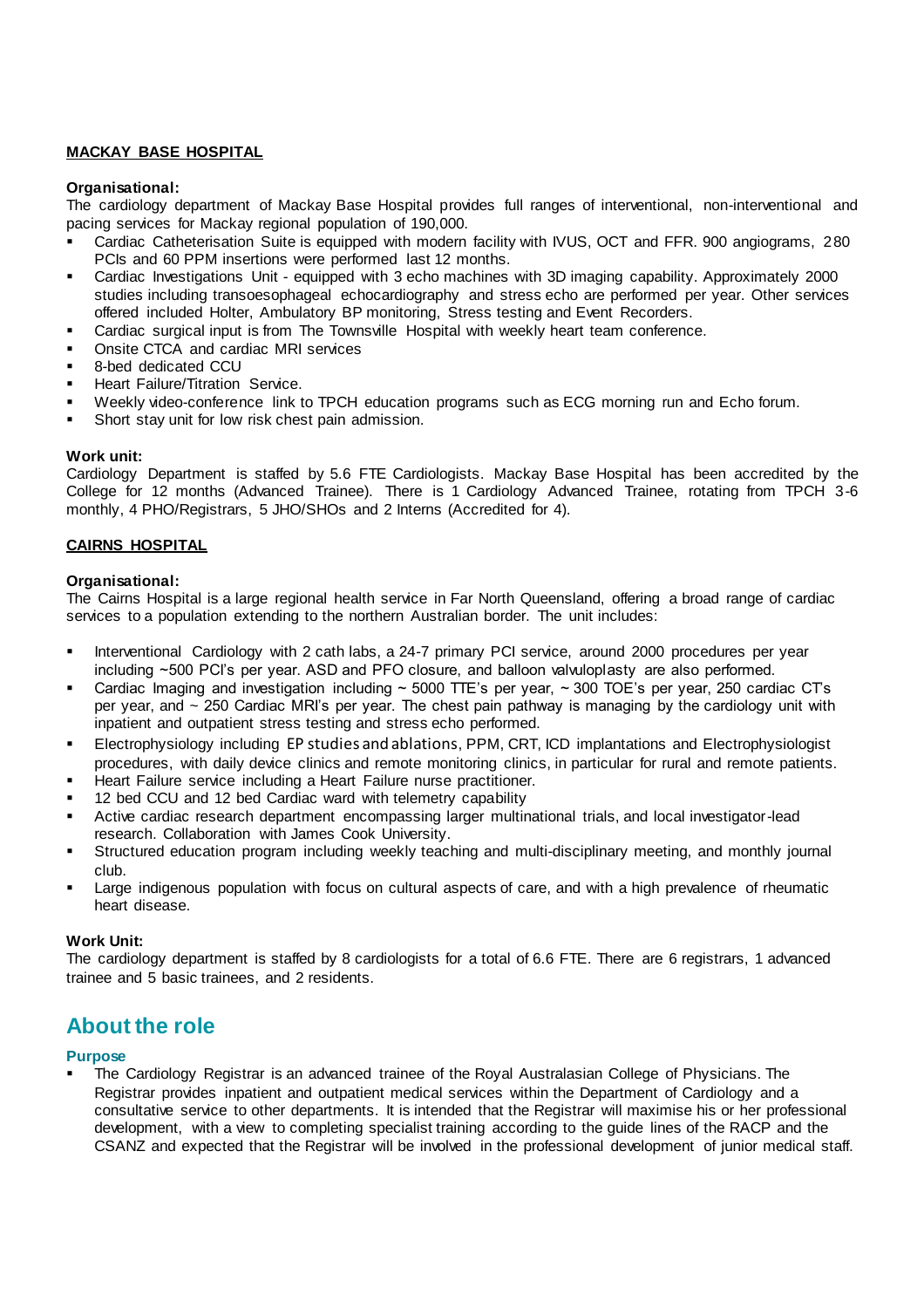**MACKAY BASE HOSPITAL**

**Organisational:**

The cardiology department of Mackay Base Hospital provides full ranges of interventional, non-interventional and pacing services for Mackay regional population of 190,000.

- Cardiac Catheterisation Suite is equipped with modern facility with IVUS, OCT and FFR. 900 angiograms, 280 PCIs and 60 PPM insertions were performed last 12 months.
- Cardiac Investigations Unit - equipped with 3 echo machines with 3D imaging capability. Approximately 2000 studies including transoesophageal echocardiography and stress echo are performed per year. Other services offered included Holter, Ambulatory BP monitoring, Stress testing and Event Recorders.
- Cardiac surgical input is from The Townsville Hospital with weekly heart team conference.
- Onsite CTCA and cardiac MRI services
- 8-bed dedicated CCU
- Heart Failure/Titration Service.
- Weekly video-conference link to TPCH education programs such as ECG morning run and Echo forum.
- Short stay unit for low risk chest pain admission.

**Work unit:**

Cardiology Department is staffed by 5.6 FTE Cardiologists. Mackay Base Hospital has been accredited by the College for 12 months (Advanced Trainee). There is 1 Cardiology Advanced Trainee, rotating from TPCH 3-6 monthly, 4 PHO/Registrars, 5 JHO/SHOs and 2 Interns (Accredited for 4).

**CAIRNS HOSPITAL**

**Organisational:**

The Cairns Hospital is a large regional health service in Far North Queensland, offering a broad range of cardiac services to a population extending to the northern Australian border. The unit includes:

- Interventional Cardiology with 2 cath labs, a 24-7 primary PCI service, around 2000 procedures per year including ~500 PCI's per year. ASD and PFO closure, and balloon valvuloplasty are also performed.
- Cardiac Imaging and investigation including ~ 5000 TTE's per year, ~ 300 TOE's per year, 250 cardiac CT's per year, and ~ 250 Cardiac MRI's per year. The chest pain pathway is managing by the cardiology unit with inpatient and outpatient stress testing and stress echo performed.
- Electrophysiology including EP studies and ablations, PPM, CRT, ICD implantations and Electrophysiologist procedures, with daily device clinics and remote monitoring clinics, in particular for rural and remote patients.
- Heart Failure service including a Heart Failure nurse practitioner.
- 12 bed CCU and 12 bed Cardiac ward with telemetry capability
- Active cardiac research department encompassing larger multinational trials, and local investigator-lead research. Collaboration with James Cook University.
- Structured education program including weekly teaching and multi-disciplinary meeting, and monthly journal club.
- Large indigenous population with focus on cultural aspects of care, and with a high prevalence of rheumatic heart disease.

**Work Unit:**

The cardiology department is staffed by 8 cardiologists for a total of 6.6 FTE. There are 6 registrars, 1 advanced trainee and 5 basic trainees, and 2 residents.

## About the role

### Purpose

- The Cardiology Registrar is an advanced trainee of the Royal Australasian College of Physicians. The Registrar provides inpatient and outpatient medical services within the Department of Cardiology and a consultative service to other departments. It is intended that the Registrar will maximise his or her professional development, with a view to completing specialist training according to the guide lines of the RACP and the CSANZ and expected that the Registrar will be involved in the professional development of junior medical staff.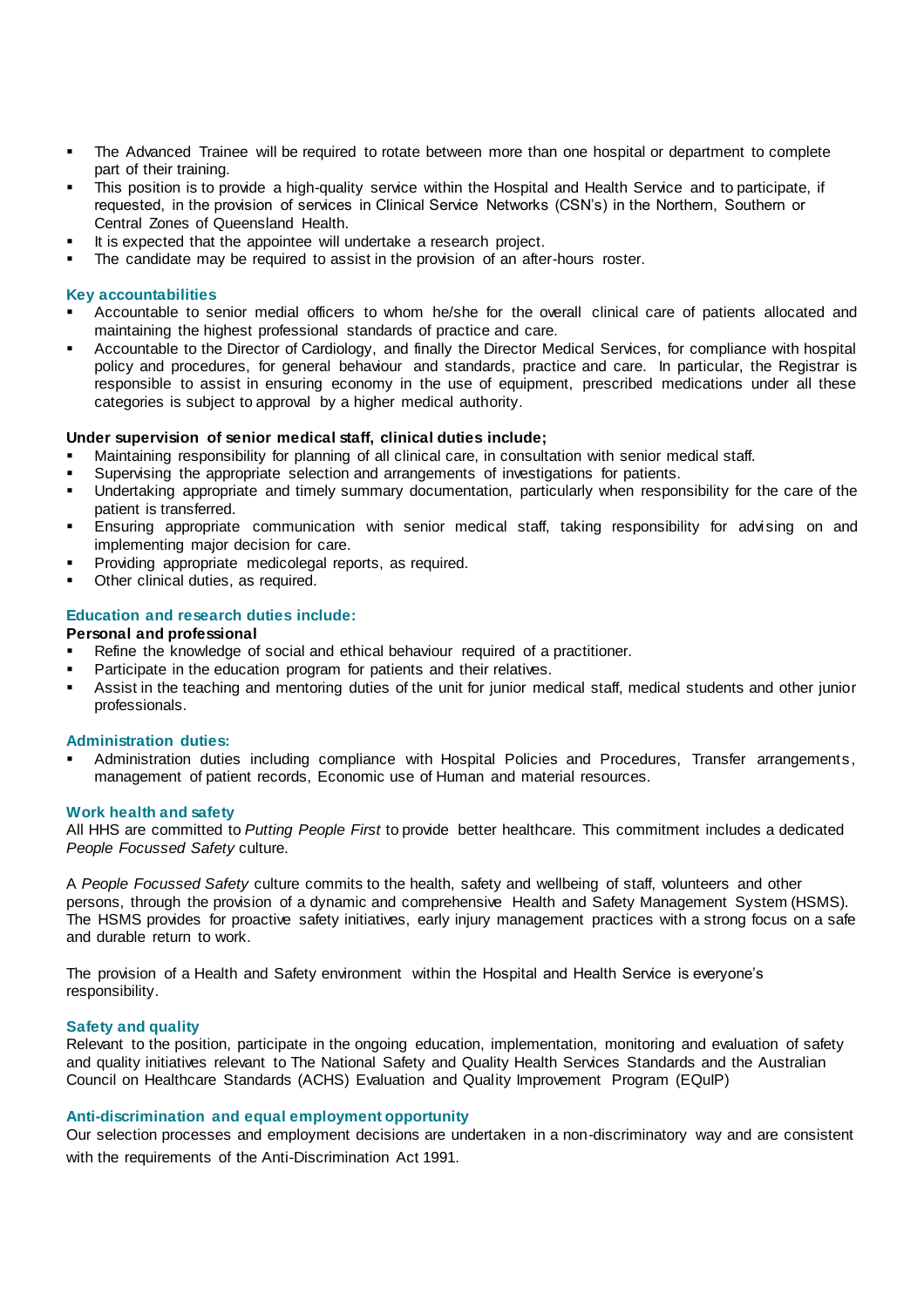- The Advanced Trainee will be required to rotate between more than one hospital or department to complete part of their training.
- This position is to provide a high-quality service within the Hospital and Health Service and to participate, if requested, in the provision of services in Clinical Service Networks (CSN's) in the Northern, Southern or Central Zones of Queensland Health.
- It is expected that the appointee will undertake a research project.
- The candidate may be required to assist in the provision of an after-hours roster.

### Key accountabilities

- Accountable to senior medial officers to whom he/she for the overall clinical care of patients allocated and maintaining the highest professional standards of practice and care.
- Accountable to the Director of Cardiology, and finally the Director Medical Services, for compliance with hospital policy and procedures, for general behaviour and standards, practice and care. In particular, the Registrar is responsible to assist in ensuring economy in the use of equipment, prescribed medications under all these categories is subject to approval by a higher medical authority.

**Under supervision of senior medical staff, clinical duties include;**

- Maintaining responsibility for planning of all clinical care, in consultation with senior medical staff.
- Supervising the appropriate selection and arrangements of investigations for patients.
- Undertaking appropriate and timely summary documentation, particularly when responsibility for the care of the patient is transferred.
- Ensuring appropriate communication with senior medical staff, taking responsibility for advising on and implementing major decision for care.
- Providing appropriate medicolegal reports, as required.
- Other clinical duties, as required.

### Education and research duties include:

**Personal and professional**

- Refine the knowledge of social and ethical behaviour required of a practitioner.
- Participate in the education program for patients and their relatives.
- Assist in the teaching and mentoring duties of the unit for junior medical staff, medical students and other junior professionals.

### Administration duties:

- Administration duties including compliance with Hospital Policies and Procedures, Transfer arrangements, management of patient records, Economic use of Human and material resources.

### Work health and safety

All HHS are committed to *Putting People First* to provide better healthcare. This commitment includes a dedicated *People Focussed Safety* culture.

A *People Focussed Safety* culture commits to the health, safety and wellbeing of staff, volunteers and other persons, through the provision of a dynamic and comprehensive Health and Safety Management System (HSMS). The HSMS provides for proactive safety initiatives, early injury management practices with a strong focus on a safe and durable return to work.

The provision of a Health and Safety environment within the Hospital and Health Service is everyone's responsibility.

### Safety and quality

Relevant to the position, participate in the ongoing education, implementation, monitoring and evaluation of safety and quality initiatives relevant to The National Safety and Quality Health Services Standards and the Australian Council on Healthcare Standards (ACHS) Evaluation and Quality Improvement Program (EQuIP)

### Anti-discrimination and equal employment opportunity

Our selection processes and employment decisions are undertaken in a non-discriminatory way and are consistent with the requirements of the Anti-Discrimination Act 1991.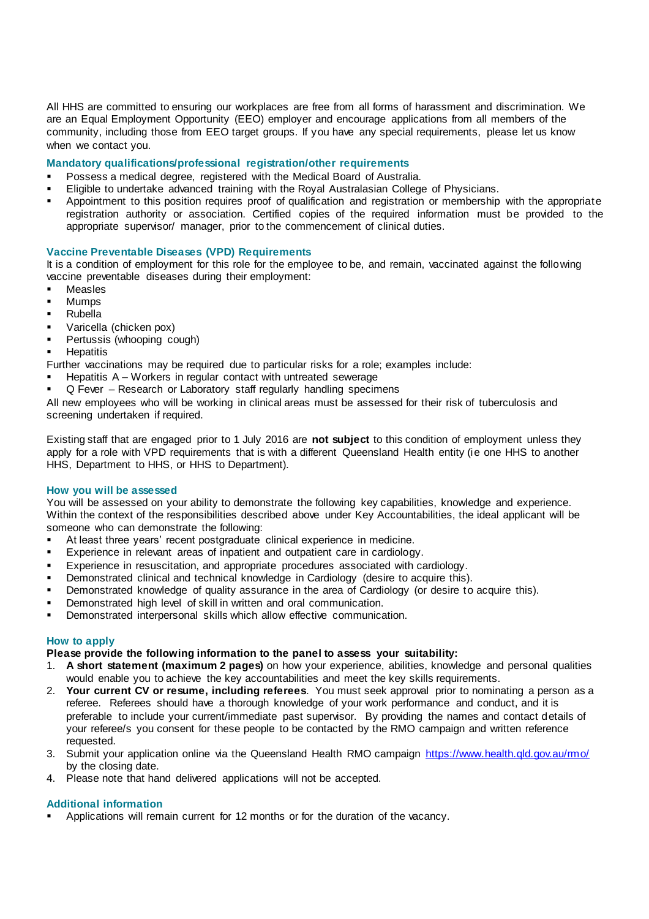All HHS are committed to ensuring our workplaces are free from all forms of harassment and discrimination. We are an Equal Employment Opportunity (EEO) employer and encourage applications from all members of the community, including those from EEO target groups. If you have any special requirements, please let us know when we contact you.

### Mandatory qualifications/professional registration/other requirements

- Possess a medical degree, registered with the Medical Board of Australia.
- Eligible to undertake advanced training with the Royal Australasian College of Physicians.
- Appointment to this position requires proof of qualification and registration or membership with the appropriate registration authority or association. Certified copies of the required information must be provided to the appropriate supervisor/ manager, prior to the commencement of clinical duties.

### Vaccine Preventable Diseases (VPD) Requirements

It is a condition of employment for this role for the employee to be, and remain, vaccinated against the following vaccine preventable diseases during their employment:

- Measles
- Mumps
- Rubella
- Varicella (chicken pox)
- Pertussis (whooping cough)
- Hepatitis

Further vaccinations may be required due to particular risks for a role; examples include:

- Hepatitis A – Workers in regular contact with untreated sewerage
- Q Fever – Research or Laboratory staff regularly handling specimens

All new employees who will be working in clinical areas must be assessed for their risk of tuberculosis and screening undertaken if required.

Existing staff that are engaged prior to 1 July 2016 are **not subject** to this condition of employment unless they apply for a role with VPD requirements that is with a different Queensland Health entity (ie one HHS to another HHS, Department to HHS, or HHS to Department).

### How you will be assessed

You will be assessed on your ability to demonstrate the following key capabilities, knowledge and experience. Within the context of the responsibilities described above under Key Accountabilities, the ideal applicant will be someone who can demonstrate the following:

- At least three years' recent postgraduate clinical experience in medicine.
- Experience in relevant areas of inpatient and outpatient care in cardiology.
- Experience in resuscitation, and appropriate procedures associated with cardiology.
- Demonstrated clinical and technical knowledge in Cardiology (desire to acquire this).
- Demonstrated knowledge of quality assurance in the area of Cardiology (or desire to acquire this).
- Demonstrated high level of skill in written and oral communication.
- Demonstrated interpersonal skills which allow effective communication.

### How to apply

**Please provide the following information to the panel to assess your suitability:**

1. **A short statement (maximum 2 pages)** on how your experience, abilities, knowledge and personal qualities would enable you to achieve the key accountabilities and meet the key skills requirements.
2. **Your current CV or resume, including referees**. You must seek approval prior to nominating a person as a referee. Referees should have a thorough knowledge of your work performance and conduct, and it is preferable to include your current/immediate past supervisor. By providing the names and contact details of your referee/s you consent for these people to be contacted by the RMO campaign and written reference requested.
3. Submit your application online via the Queensland Health RMO campaign https://www.health.qld.gov.au/rmo/ by the closing date.
4. Please note that hand delivered applications will not be accepted.

### Additional information

- Applications will remain current for 12 months or for the duration of the vacancy.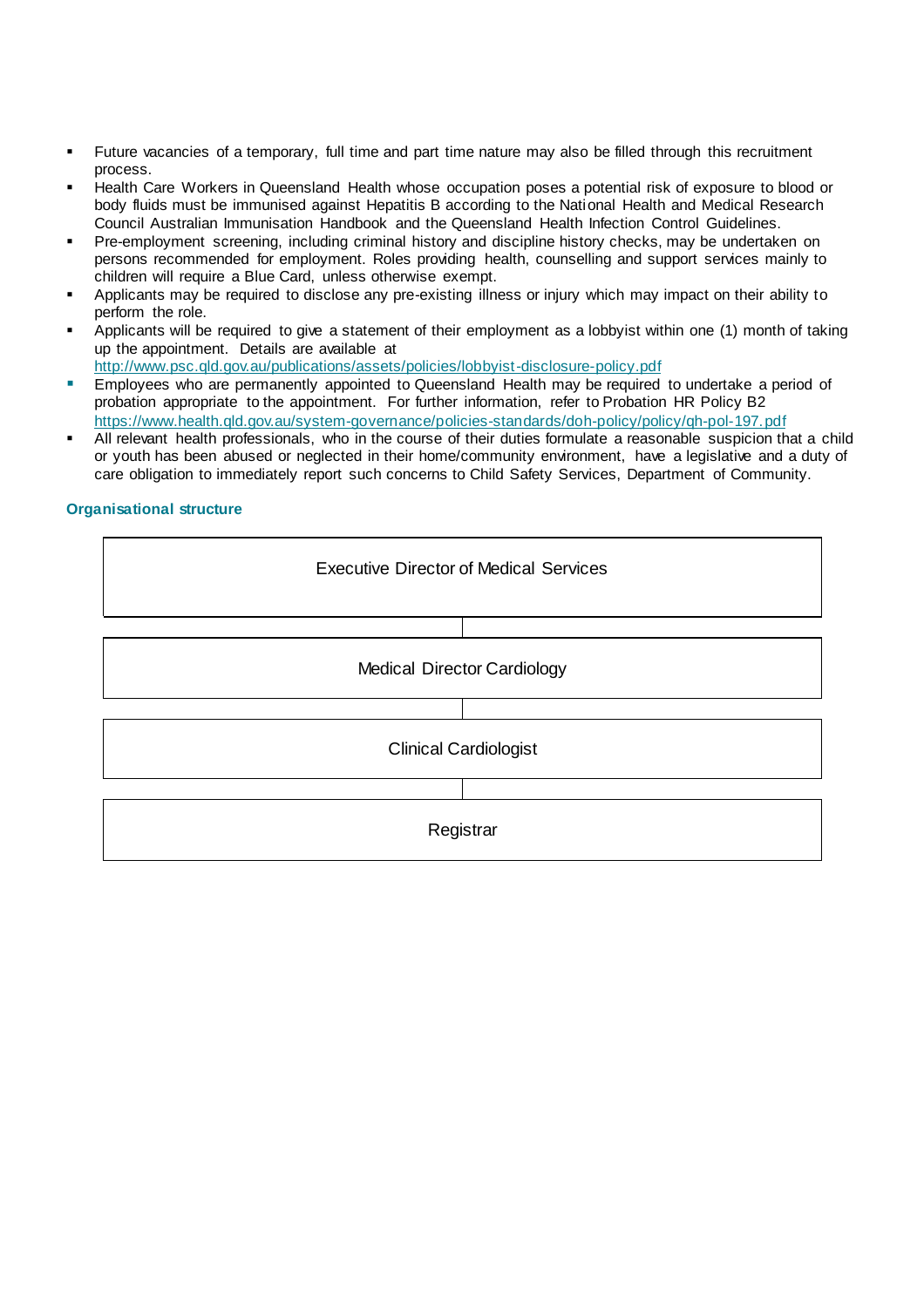- Future vacancies of a temporary, full time and part time nature may also be filled through this recruitment process.
- Health Care Workers in Queensland Health whose occupation poses a potential risk of exposure to blood or body fluids must be immunised against Hepatitis B according to the National Health and Medical Research Council Australian Immunisation Handbook and the Queensland Health Infection Control Guidelines.
- Pre-employment screening, including criminal history and discipline history checks, may be undertaken on persons recommended for employment. Roles providing health, counselling and support services mainly to children will require a Blue Card, unless otherwise exempt.
- Applicants may be required to disclose any pre-existing illness or injury which may impact on their ability to perform the role.
- Applicants will be required to give a statement of their employment as a lobbyist within one (1) month of taking up the appointment. Details are available at http://www.psc.qld.gov.au/publications/assets/policies/lobbyist-disclosure-policy.pdf
- Employees who are permanently appointed to Queensland Health may be required to undertake a period of probation appropriate to the appointment. For further information, refer to Probation HR Policy B2 https://www.health.qld.gov.au/system-governance/policies-standards/doh-policy/policy/qh-pol-197.pdf
- All relevant health professionals, who in the course of their duties formulate a reasonable suspicion that a child or youth has been abused or neglected in their home/community environment, have a legislative and a duty of care obligation to immediately report such concerns to Child Safety Services, Department of Community.

### Organisational structure

- Executive Director of Medical Services
  - Medical Director Cardiology
    - Clinical Cardiologist
      - Registrar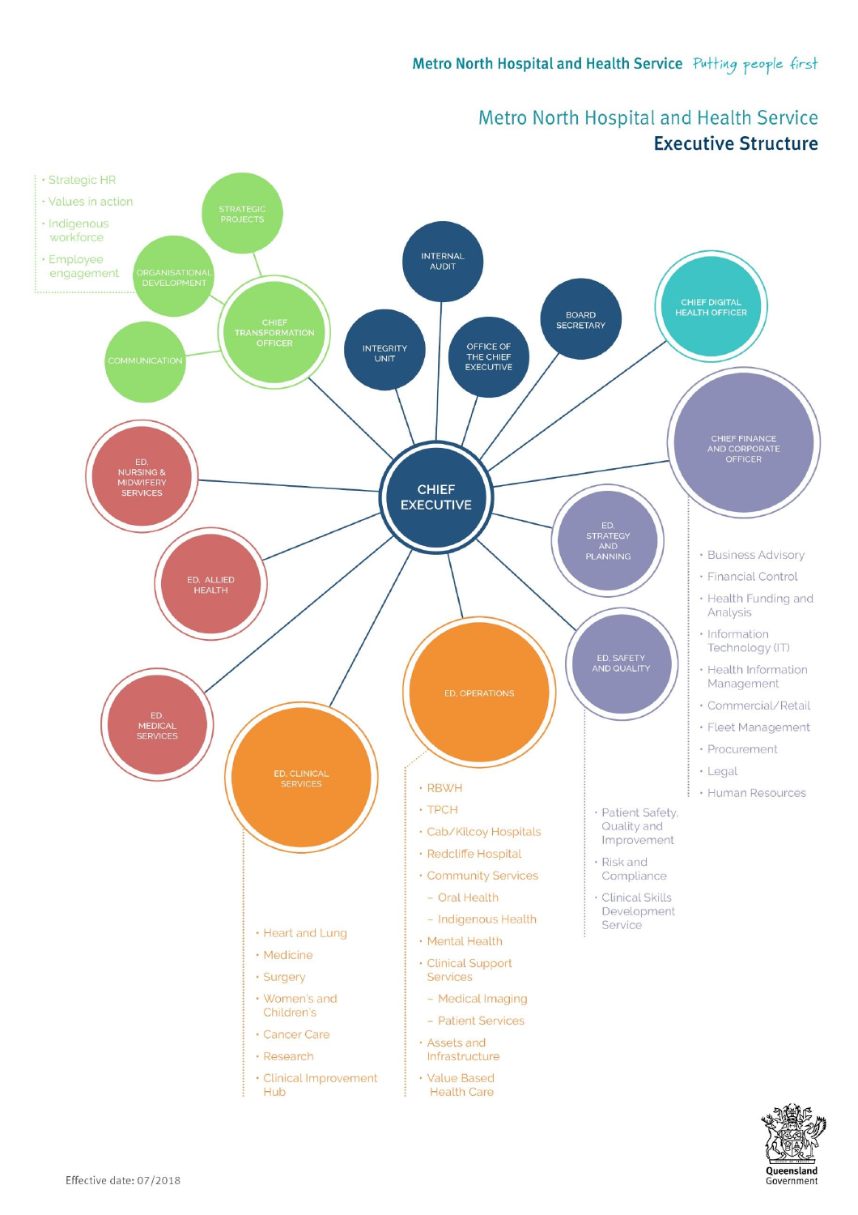# Metro North Hospital and Health Service

## Executive Structure

CHIEF EXECUTIVE

INTERNAL AUDIT

INTEGRITY UNIT

OFFICE OF THE CHIEF EXECUTIVE

BOARD SECRETARY

CHIEF DIGITAL HEALTH OFFICER

CHIEF TRANSFORMATION OFFICER

STRATEGIC PROJECTS

ORGANISATIONAL DEVELOPMENT

- Strategic HR
- Values in action
- Indigenous workforce
- Employee engagement

COMMUNICATION

CHIEF FINANCE AND CORPORATE OFFICER

- Business Advisory
- Financial Control
- Health Funding and Analysis
- Information Technology (IT)
- Health Information Management
- Commercial/Retail
- Fleet Management
- Procurement
- Legal
- Human Resources

ED, NURSING & MIDWIFERY SERVICES

ED, ALLIED HEALTH

ED, MEDICAL SERVICES

ED, STRATEGY AND PLANNING

ED, SAFETY AND QUALITY

- Patient Safety, Quality and Improvement
- Risk and Compliance
- Clinical Skills Development Service

ED, CLINICAL SERVICES

- Heart and Lung
- Medicine
- Surgery
- Women's and Children's
- Cancer Care
- Research
- Clinical Improvement Hub

ED, OPERATIONS

- RBWH
- TPCH
- Cab/Kilcoy Hospitals
- Redcliffe Hospital
- Community Services
  - Oral Health
  - Indigenous Health
- Mental Health
- Clinical Support Services
  - Medical Imaging
  - Patient Services
- Assets and Infrastructure
- Value Based Health Care

Effective date: 07/2018